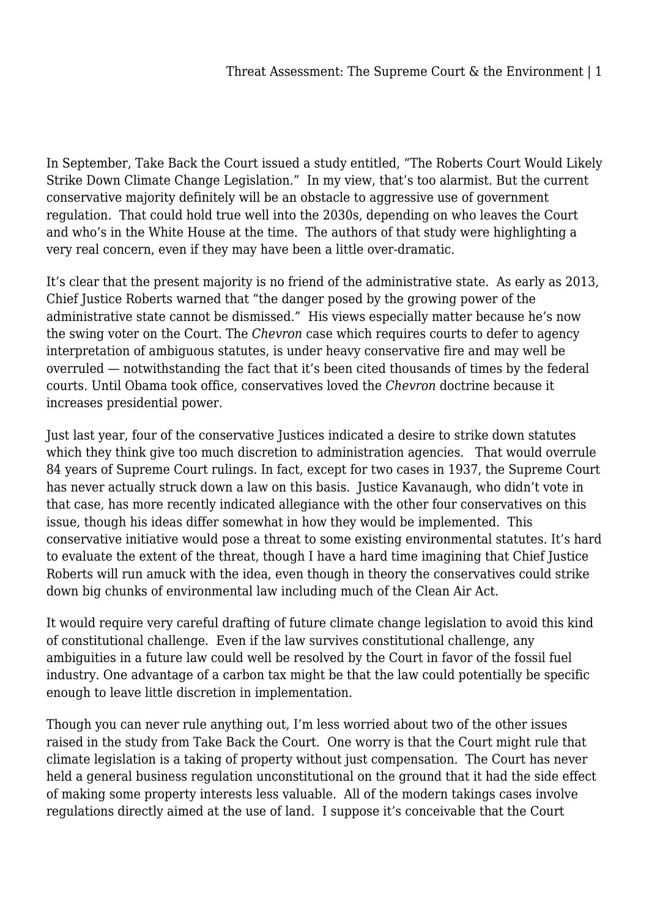In September, Take Back the Court issued a study entitled, "The Roberts Court Would Likely Strike Down Climate Change Legislation." In my view, that's too alarmist. But the current conservative majority definitely will be an obstacle to aggressive use of government regulation. That could hold true well into the 2030s, depending on who leaves the Court and who's in the White House at the time. The authors of that study were highlighting a very real concern, even if they may have been a little over-dramatic.

It's clear that the present majority is no friend of the administrative state. As early as 2013, Chief Justice Roberts warned that "the danger posed by the growing power of the administrative state cannot be dismissed." His views especially matter because he's now the swing voter on the Court. The *Chevron* case which requires courts to defer to agency interpretation of ambiguous statutes, is under heavy conservative fire and may well be overruled — notwithstanding the fact that it's been cited thousands of times by the federal courts. Until Obama took office, conservatives loved the *Chevron* doctrine because it increases presidential power.

Just last year, four of the conservative Justices indicated a desire to strike down statutes which they think give too much discretion to administration agencies. That would overrule 84 years of Supreme Court rulings. In fact, except for two cases in 1937, the Supreme Court has never actually struck down a law on this basis. Justice Kavanaugh, who didn't vote in that case, has more recently indicated allegiance with the other four conservatives on this issue, though his ideas differ somewhat in how they would be implemented. This conservative initiative would pose a threat to some existing environmental statutes. It's hard to evaluate the extent of the threat, though I have a hard time imagining that Chief Justice Roberts will run amuck with the idea, even though in theory the conservatives could strike down big chunks of environmental law including much of the Clean Air Act.

It would require very careful drafting of future climate change legislation to avoid this kind of constitutional challenge. Even if the law survives constitutional challenge, any ambiguities in a future law could well be resolved by the Court in favor of the fossil fuel industry. One advantage of a carbon tax might be that the law could potentially be specific enough to leave little discretion in implementation.

Though you can never rule anything out, I'm less worried about two of the other issues raised in the study from Take Back the Court. One worry is that the Court might rule that climate legislation is a taking of property without just compensation. The Court has never held a general business regulation unconstitutional on the ground that it had the side effect of making some property interests less valuable. All of the modern takings cases involve regulations directly aimed at the use of land. I suppose it's conceivable that the Court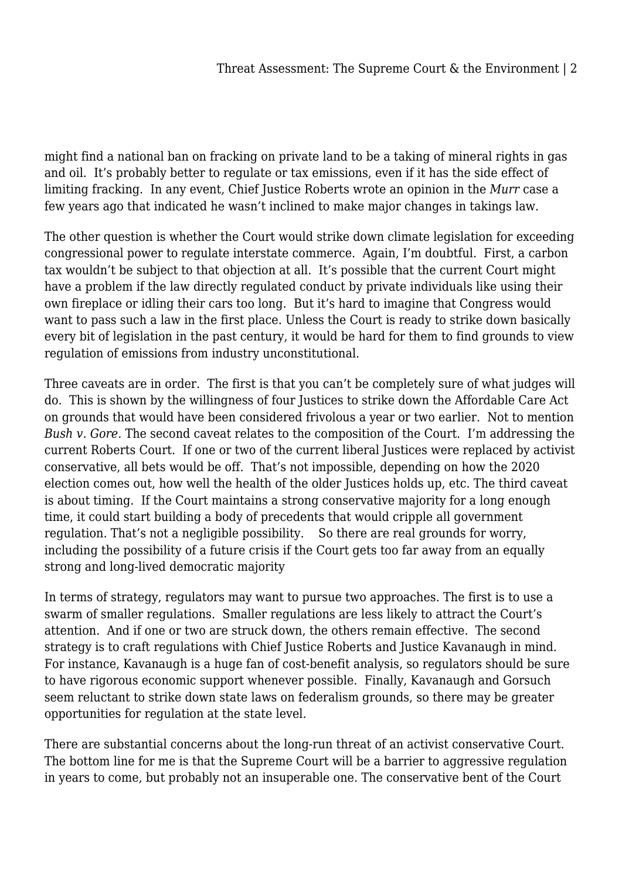might find a national ban on fracking on private land to be a taking of mineral rights in gas and oil. It's probably better to regulate or tax emissions, even if it has the side effect of limiting fracking. In any event, Chief Justice Roberts wrote an opinion in the *Murr* case a few years ago that indicated he wasn't inclined to make major changes in takings law.

The other question is whether the Court would strike down climate legislation for exceeding congressional power to regulate interstate commerce. Again, I'm doubtful. First, a carbon tax wouldn't be subject to that objection at all. It's possible that the current Court might have a problem if the law directly regulated conduct by private individuals like using their own fireplace or idling their cars too long. But it's hard to imagine that Congress would want to pass such a law in the first place. Unless the Court is ready to strike down basically every bit of legislation in the past century, it would be hard for them to find grounds to view regulation of emissions from industry unconstitutional.

Three caveats are in order. The first is that you can't be completely sure of what judges will do. This is shown by the willingness of four Justices to strike down the Affordable Care Act on grounds that would have been considered frivolous a year or two earlier. Not to mention *Bush v. Gore*. The second caveat relates to the composition of the Court. I'm addressing the current Roberts Court. If one or two of the current liberal Justices were replaced by activist conservative, all bets would be off. That's not impossible, depending on how the 2020 election comes out, how well the health of the older Justices holds up, etc. The third caveat is about timing. If the Court maintains a strong conservative majority for a long enough time, it could start building a body of precedents that would cripple all government regulation. That's not a negligible possibility. So there are real grounds for worry, including the possibility of a future crisis if the Court gets too far away from an equally strong and long-lived democratic majority

In terms of strategy, regulators may want to pursue two approaches. The first is to use a swarm of smaller regulations. Smaller regulations are less likely to attract the Court's attention. And if one or two are struck down, the others remain effective. The second strategy is to craft regulations with Chief Justice Roberts and Justice Kavanaugh in mind. For instance, Kavanaugh is a huge fan of cost-benefit analysis, so regulators should be sure to have rigorous economic support whenever possible. Finally, Kavanaugh and Gorsuch seem reluctant to strike down state laws on federalism grounds, so there may be greater opportunities for regulation at the state level.

There are substantial concerns about the long-run threat of an activist conservative Court. The bottom line for me is that the Supreme Court will be a barrier to aggressive regulation in years to come, but probably not an insuperable one. The conservative bent of the Court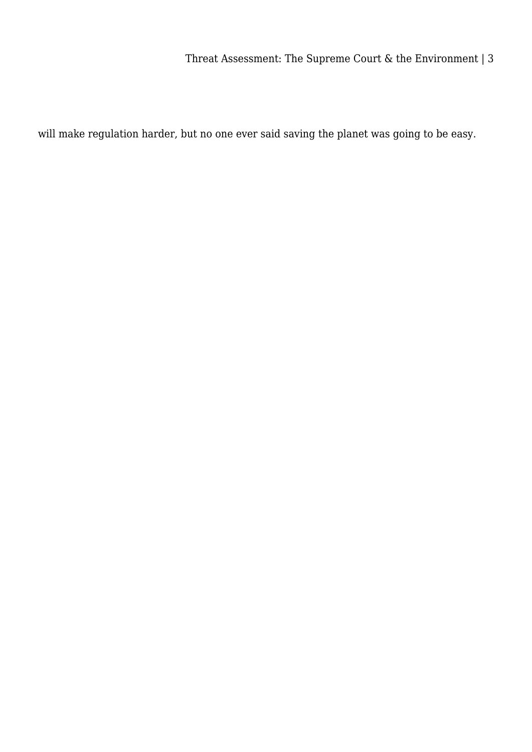will make regulation harder, but no one ever said saving the planet was going to be easy.